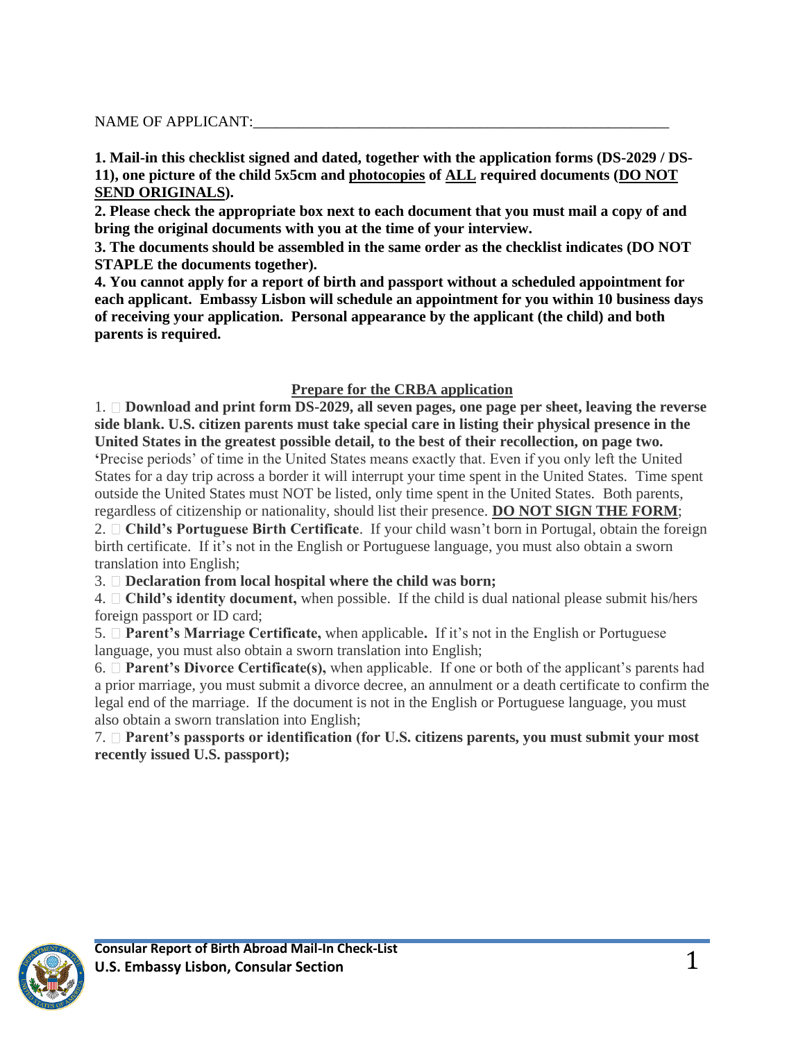NAME OF APPLICANT:\_\_\_\_\_\_\_\_\_\_\_\_\_\_\_\_\_\_\_\_\_\_\_\_\_\_\_\_\_\_\_\_\_\_\_\_\_\_\_\_\_\_\_\_\_\_\_\_\_\_\_\_\_\_\_\_

**1. Mail-in this checklist signed and dated, together with the application forms (DS-2029 / DS-11), one picture of the child 5x5cm and photocopies of ALL required documents (DO NOT SEND ORIGINALS).**
**2. Please check the appropriate box next to each document that you must mail a copy of and bring the original documents with you at the time of your interview.**
**3. The documents should be assembled in the same order as the checklist indicates (DO NOT STAPLE the documents together).**
**4. You cannot apply for a report of birth and passport without a scheduled appointment for each applicant. Embassy Lisbon will schedule an appointment for you within 10 business days of receiving your application. Personal appearance by the applicant (the child) and both parents is required.**

## Prepare for the CRBA application

1. ☐ **Download and print form DS-2029, all seven pages, one page per sheet, leaving the reverse side blank. U.S. citizen parents must take special care in listing their physical presence in the United States in the greatest possible detail, to the best of their recollection, on page two.** 'Precise periods' of time in the United States means exactly that. Even if you only left the United States for a day trip across a border it will interrupt your time spent in the United States. Time spent outside the United States must NOT be listed, only time spent in the United States. Both parents, regardless of citizenship or nationality, should list their presence. **DO NOT SIGN THE FORM**;
2. ☐ **Child's Portuguese Birth Certificate**. If your child wasn't born in Portugal, obtain the foreign birth certificate. If it's not in the English or Portuguese language, you must also obtain a sworn translation into English;
3. ☐ **Declaration from local hospital where the child was born;**
4. ☐ **Child's identity document,** when possible. If the child is dual national please submit his/hers foreign passport or ID card;
5. ☐ **Parent's Marriage Certificate,** when applicable**.** If it's not in the English or Portuguese language, you must also obtain a sworn translation into English;
6. ☐ **Parent's Divorce Certificate(s),** when applicable. If one or both of the applicant's parents had a prior marriage, you must submit a divorce decree, an annulment or a death certificate to confirm the legal end of the marriage. If the document is not in the English or Portuguese language, you must also obtain a sworn translation into English;
7. ☐ **Parent's passports or identification (for U.S. citizens parents, you must submit your most recently issued U.S. passport);**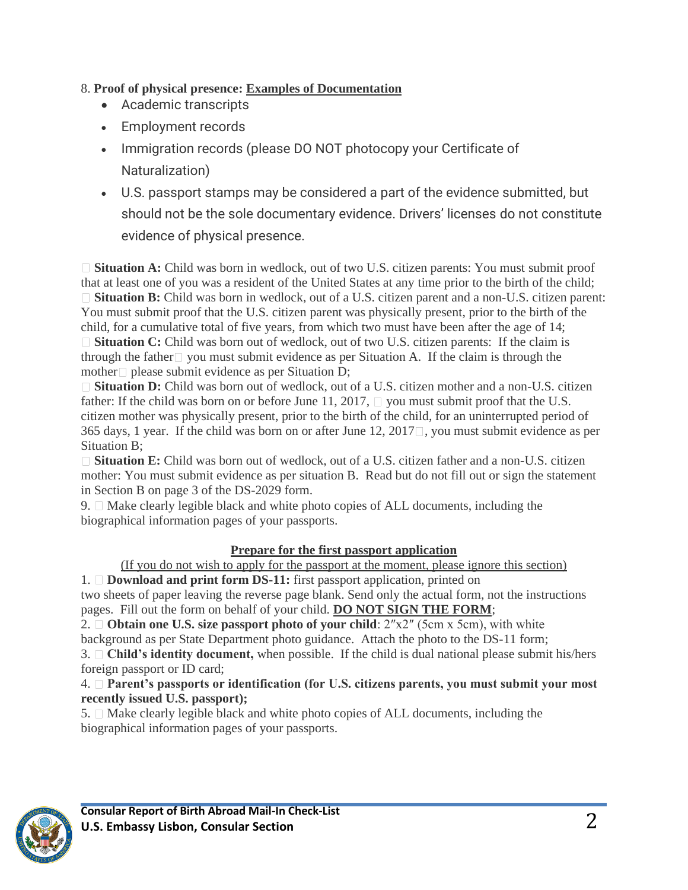8. **Proof of physical presence: Examples of Documentation**

- Academic transcripts
- Employment records
- Immigration records (please DO NOT photocopy your Certificate of Naturalization)
- U.S. passport stamps may be considered a part of the evidence submitted, but should not be the sole documentary evidence. Drivers' licenses do not constitute evidence of physical presence.

☐ **Situation A:** Child was born in wedlock, out of two U.S. citizen parents: You must submit proof that at least one of you was a resident of the United States at any time prior to the birth of the child;
☐ **Situation B:** Child was born in wedlock, out of a U.S. citizen parent and a non-U.S. citizen parent: You must submit proof that the U.S. citizen parent was physically present, prior to the birth of the child, for a cumulative total of five years, from which two must have been after the age of 14;
☐ **Situation C:** Child was born out of wedlock, out of two U.S. citizen parents: If the claim is through the father☐ you must submit evidence as per Situation A. If the claim is through the mother☐ please submit evidence as per Situation D;
☐ **Situation D:** Child was born out of wedlock, out of a U.S. citizen mother and a non-U.S. citizen father: If the child was born on or before June 11, 2017, ☐ you must submit proof that the U.S. citizen mother was physically present, prior to the birth of the child, for an uninterrupted period of 365 days, 1 year. If the child was born on or after June 12, 2017☐, you must submit evidence as per Situation B;
☐ **Situation E:** Child was born out of wedlock, out of a U.S. citizen father and a non-U.S. citizen mother: You must submit evidence as per situation B. Read but do not fill out or sign the statement in Section B on page 3 of the DS-2029 form.

9. ☐ Make clearly legible black and white photo copies of ALL documents, including the biographical information pages of your passports.

## Prepare for the first passport application

(If you do not wish to apply for the passport at the moment, please ignore this section)

1. ☐ **Download and print form DS-11:** first passport application, printed on two sheets of paper leaving the reverse page blank. Send only the actual form, not the instructions pages. Fill out the form on behalf of your child. **DO NOT SIGN THE FORM**;
2. ☐ **Obtain one U.S. size passport photo of your child**: 2″x2″ (5cm x 5cm), with white background as per State Department photo guidance. Attach the photo to the DS-11 form;
3. ☐ **Child's identity document,** when possible. If the child is dual national please submit his/hers foreign passport or ID card;
4. ☐ **Parent's passports or identification (for U.S. citizens parents, you must submit your most recently issued U.S. passport);**
5. ☐ Make clearly legible black and white photo copies of ALL documents, including the biographical information pages of your passports.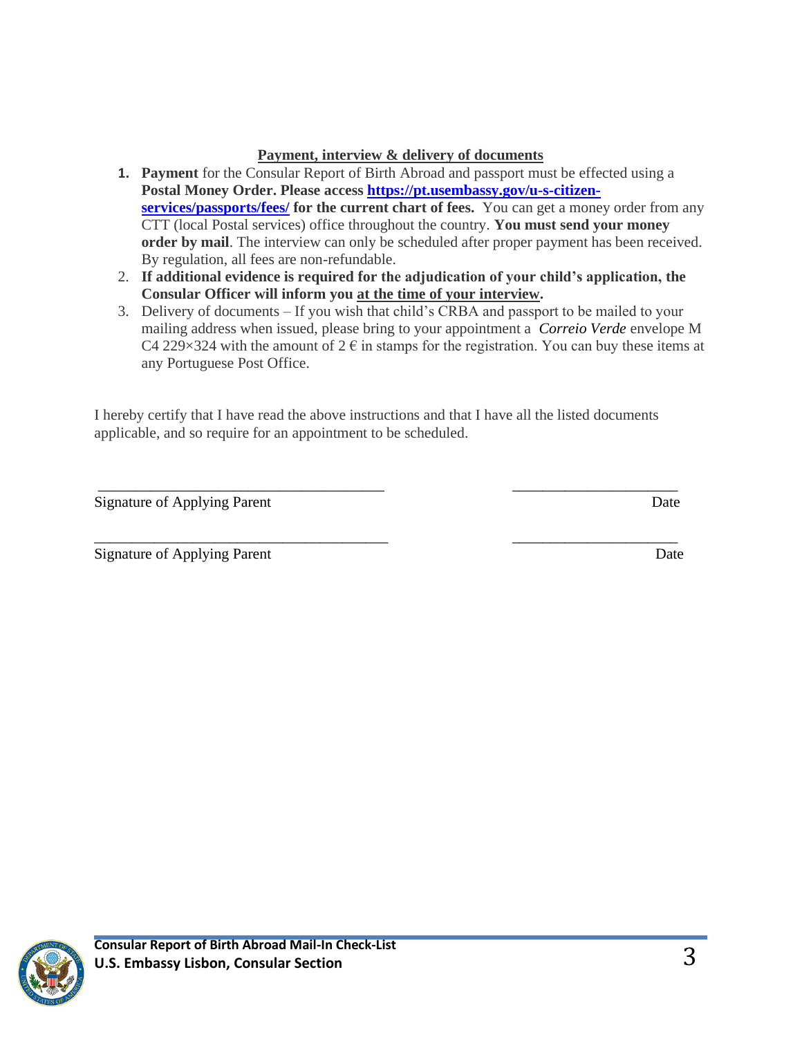## Payment, interview & delivery of documents

1. **Payment** for the Consular Report of Birth Abroad and passport must be effected using a **Postal Money Order. Please access [https://pt.usembassy.gov/u-s-citizen-services/passports/fees/](https://pt.usembassy.gov/u-s-citizen-services/passports/fees/) for the current chart of fees.** You can get a money order from any CTT (local Postal services) office throughout the country. **You must send your money order by mail**. The interview can only be scheduled after proper payment has been received. By regulation, all fees are non-refundable.
2. **If additional evidence is required for the adjudication of your child's application, the Consular Officer will inform you at the time of your interview.**
3. Delivery of documents – If you wish that child's CRBA and passport to be mailed to your mailing address when issued, please bring to your appointment a *Correio Verde* envelope M C4 229×324 with the amount of 2 € in stamps for the registration. You can buy these items at any Portuguese Post Office.

I hereby certify that I have read the above instructions and that I have all the listed documents applicable, and so require for an appointment to be scheduled.

\_\_\_\_\_\_\_\_\_\_\_\_\_\_\_\_\_\_\_\_\_\_\_\_\_\_\_\_\_\_\_\_\_\_\_\_\_\_ \_\_\_\_\_\_\_\_\_\_\_\_\_\_\_\_\_\_\_\_\_\_
Signature of Applying Parent Date

\_\_\_\_\_\_\_\_\_\_\_\_\_\_\_\_\_\_\_\_\_\_\_\_\_\_\_\_\_\_\_\_\_\_\_\_\_\_ \_\_\_\_\_\_\_\_\_\_\_\_\_\_\_\_\_\_\_\_\_\_
Signature of Applying Parent Date